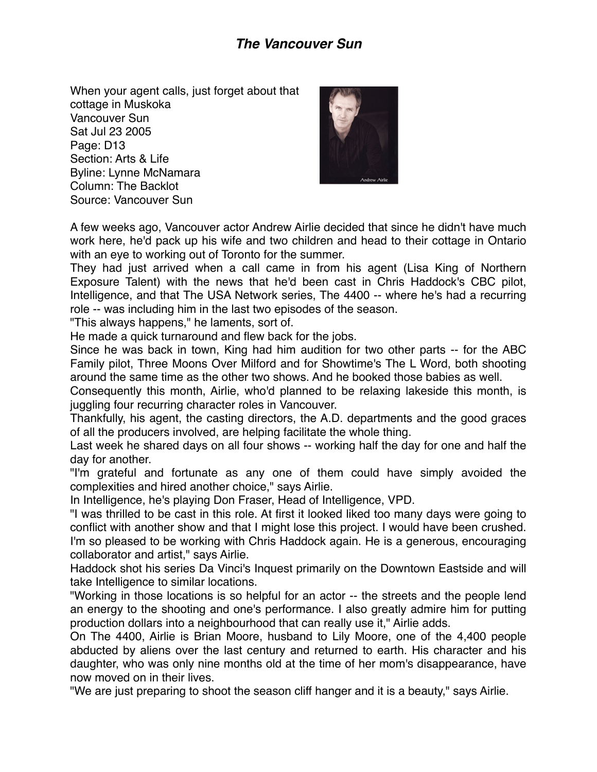# *The Vancouver Sun*

When your agent calls, just forget about that cottage in Muskoka
Vancouver Sun
Sat Jul 23 2005
Page: D13
Section: Arts & Life
Byline: Lynne McNamara
Column: The Backlot
Source: Vancouver Sun

A few weeks ago, Vancouver actor Andrew Airlie decided that since he didn't have much work here, he'd pack up his wife and two children and head to their cottage in Ontario with an eye to working out of Toronto for the summer.

They had just arrived when a call came in from his agent (Lisa King of Northern Exposure Talent) with the news that he'd been cast in Chris Haddock's CBC pilot, Intelligence, and that The USA Network series, The 4400 -- where he's had a recurring role -- was including him in the last two episodes of the season.

"This always happens," he laments, sort of.

He made a quick turnaround and flew back for the jobs.

Since he was back in town, King had him audition for two other parts -- for the ABC Family pilot, Three Moons Over Milford and for Showtime's The L Word, both shooting around the same time as the other two shows. And he booked those babies as well.

Consequently this month, Airlie, who'd planned to be relaxing lakeside this month, is juggling four recurring character roles in Vancouver.

Thankfully, his agent, the casting directors, the A.D. departments and the good graces of all the producers involved, are helping facilitate the whole thing.

Last week he shared days on all four shows -- working half the day for one and half the day for another.

"I'm grateful and fortunate as any one of them could have simply avoided the complexities and hired another choice," says Airlie.

In Intelligence, he's playing Don Fraser, Head of Intelligence, VPD.

"I was thrilled to be cast in this role. At first it looked liked too many days were going to conflict with another show and that I might lose this project. I would have been crushed. I'm so pleased to be working with Chris Haddock again. He is a generous, encouraging collaborator and artist," says Airlie.

Haddock shot his series Da Vinci's Inquest primarily on the Downtown Eastside and will take Intelligence to similar locations.

"Working in those locations is so helpful for an actor -- the streets and the people lend an energy to the shooting and one's performance. I also greatly admire him for putting production dollars into a neighbourhood that can really use it," Airlie adds.

On The 4400, Airlie is Brian Moore, husband to Lily Moore, one of the 4,400 people abducted by aliens over the last century and returned to earth. His character and his daughter, who was only nine months old at the time of her mom's disappearance, have now moved on in their lives.

"We are just preparing to shoot the season cliff hanger and it is a beauty," says Airlie.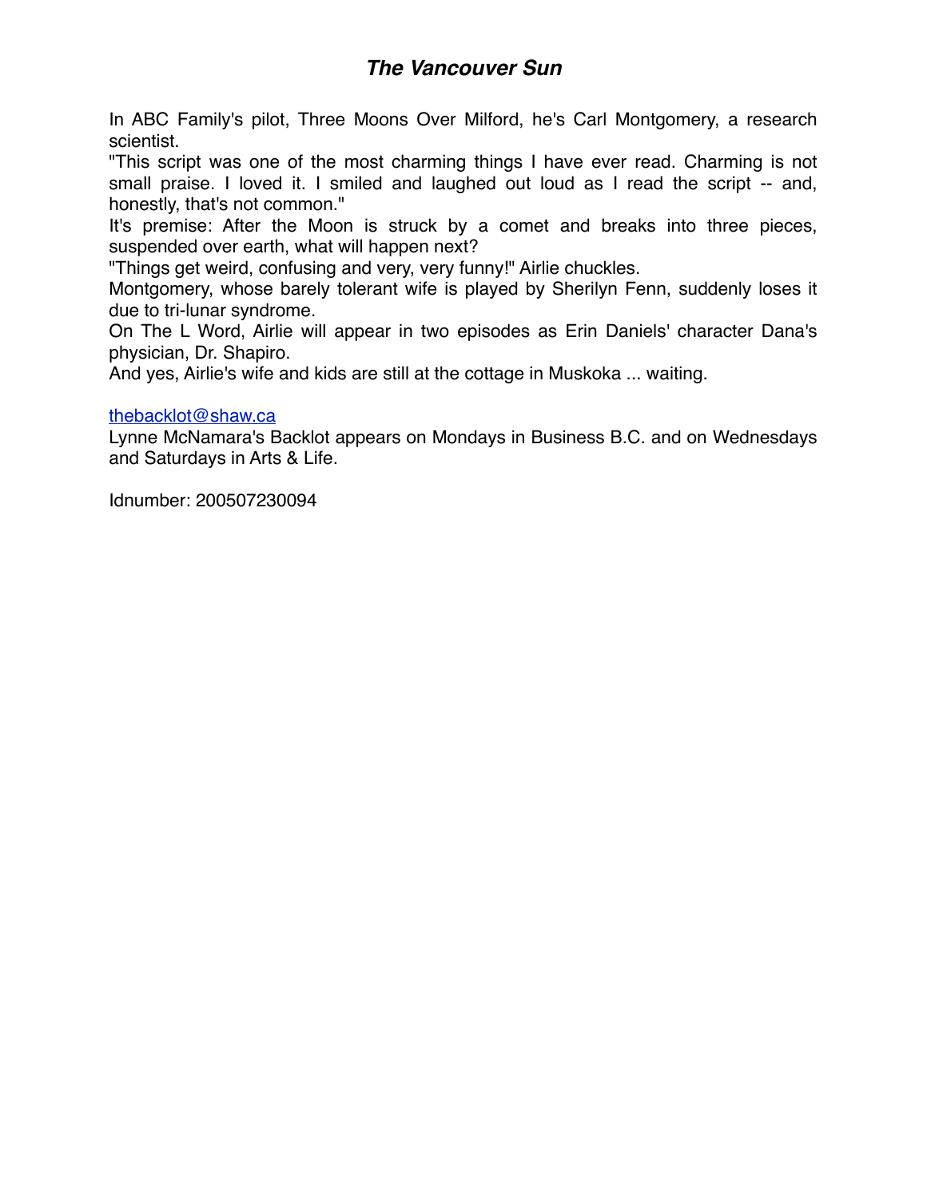## *The Vancouver Sun*

In ABC Family's pilot, Three Moons Over Milford, he's Carl Montgomery, a research scientist.

"This script was one of the most charming things I have ever read. Charming is not small praise. I loved it. I smiled and laughed out loud as I read the script -- and, honestly, that's not common."

It's premise: After the Moon is struck by a comet and breaks into three pieces, suspended over earth, what will happen next?

"Things get weird, confusing and very, very funny!" Airlie chuckles.

Montgomery, whose barely tolerant wife is played by Sherilyn Fenn, suddenly loses it due to tri-lunar syndrome.

On The L Word, Airlie will appear in two episodes as Erin Daniels' character Dana's physician, Dr. Shapiro.

And yes, Airlie's wife and kids are still at the cottage in Muskoka ... waiting.

thebacklot@shaw.ca

Lynne McNamara's Backlot appears on Mondays in Business B.C. and on Wednesdays and Saturdays in Arts & Life.

Idnumber: 200507230094